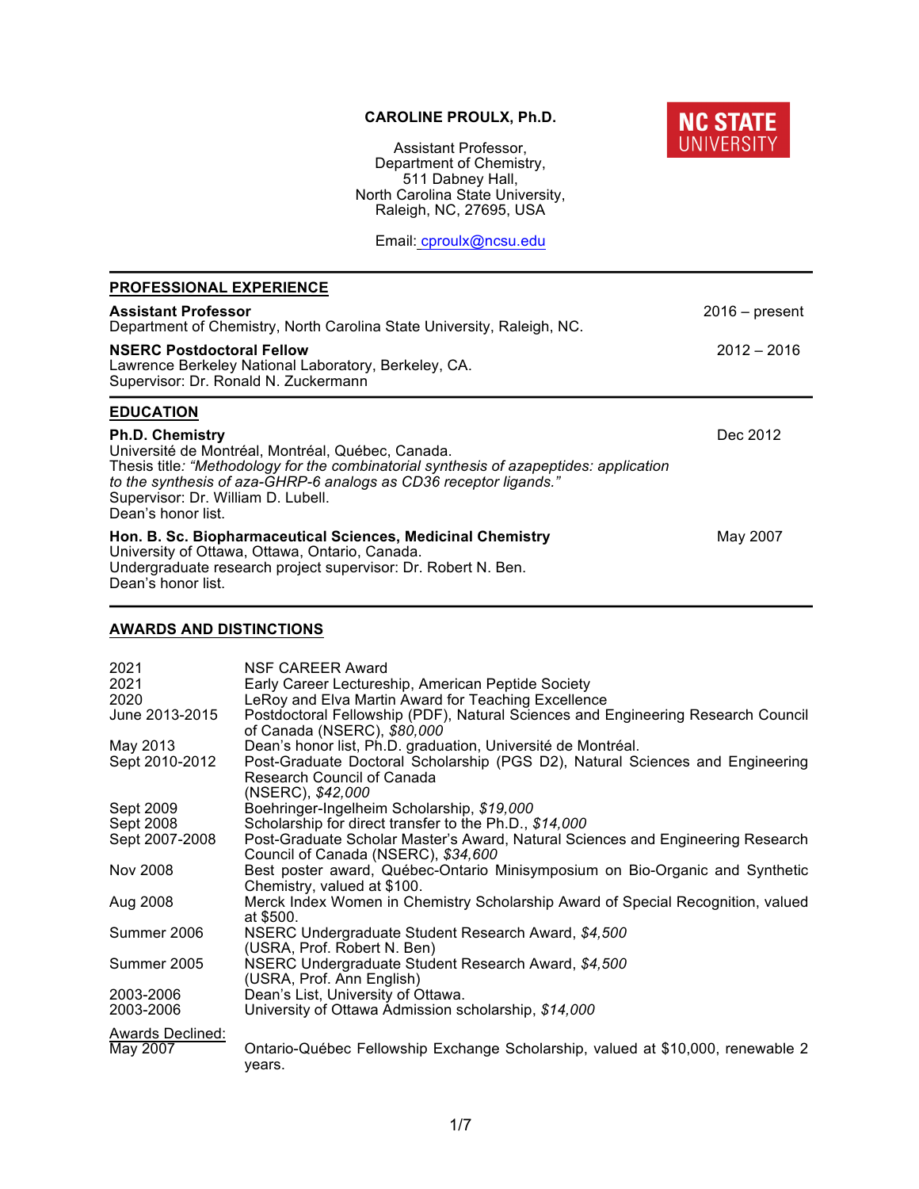**CAROLINE PROULX, Ph.D.**

Assistant Professor,
Department of Chemistry,
511 Dabney Hall,
North Carolina State University,
Raleigh, NC, 27695, USA

Email: cproulx@ncsu.edu

## PROFESSIONAL EXPERIENCE

**Assistant Professor** — 2016 – present
Department of Chemistry, North Carolina State University, Raleigh, NC.

**NSERC Postdoctoral Fellow** — 2012 – 2016
Lawrence Berkeley National Laboratory, Berkeley, CA.
Supervisor: Dr. Ronald N. Zuckermann

## EDUCATION

**Ph.D. Chemistry** — Dec 2012
Université de Montréal, Montréal, Québec, Canada.
Thesis title*: "Methodology for the combinatorial synthesis of azapeptides: application to the synthesis of aza-GHRP-6 analogs as CD36 receptor ligands."*
Supervisor: Dr. William D. Lubell.
Dean's honor list.

**Hon. B. Sc. Biopharmaceutical Sciences, Medicinal Chemistry** — May 2007
University of Ottawa, Ottawa, Ontario, Canada.
Undergraduate research project supervisor: Dr. Robert N. Ben.
Dean's honor list.

## AWARDS AND DISTINCTIONS

| | |
|---|---|
| 2021 | NSF CAREER Award |
| 2021 | Early Career Lectureship, American Peptide Society |
| 2020 | LeRoy and Elva Martin Award for Teaching Excellence |
| June 2013-2015 | Postdoctoral Fellowship (PDF), Natural Sciences and Engineering Research Council of Canada (NSERC), *$80,000* |
| May 2013 | Dean's honor list, Ph.D. graduation, Université de Montréal. |
| Sept 2010-2012 | Post-Graduate Doctoral Scholarship (PGS D2), Natural Sciences and Engineering Research Council of Canada (NSERC), *$42,000* |
| Sept 2009 | Boehringer-Ingelheim Scholarship, *$19,000* |
| Sept 2008 | Scholarship for direct transfer to the Ph.D., *$14,000* |
| Sept 2007-2008 | Post-Graduate Scholar Master's Award, Natural Sciences and Engineering Research Council of Canada (NSERC), *$34,600* |
| Nov 2008 | Best poster award, Québec-Ontario Minisymposium on Bio-Organic and Synthetic Chemistry, valued at $100. |
| Aug 2008 | Merck Index Women in Chemistry Scholarship Award of Special Recognition, valued at $500. |
| Summer 2006 | NSERC Undergraduate Student Research Award, *$4,500* (USRA, Prof. Robert N. Ben) |
| Summer 2005 | NSERC Undergraduate Student Research Award, *$4,500* (USRA, Prof. Ann English) |
| 2003-2006 | Dean's List, University of Ottawa. |
| 2003-2006 | University of Ottawa Admission scholarship, *$14,000* |

Awards Declined:

| | |
|---|---|
| May 2007 | Ontario-Québec Fellowship Exchange Scholarship, valued at $10,000, renewable 2 years. |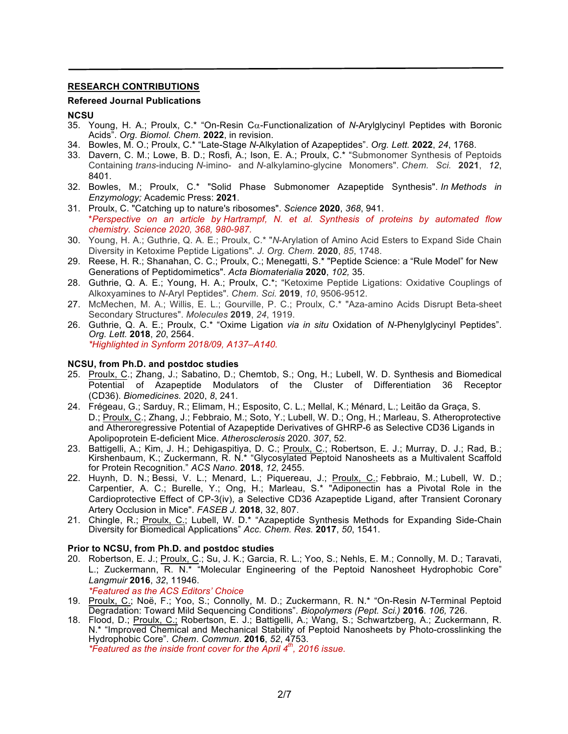## RESEARCH CONTRIBUTIONS

### Refereed Journal Publications

**NCSU**

35. Young, H. A.; Proulx, C.* "On-Resin Cα-Functionalization of *N*-Arylglycinyl Peptides with Boronic Acids". *Org. Biomol. Chem.* **2022**, in revision.
34. Bowles, M. O.; Proulx, C.* "Late-Stage *N*-Alkylation of Azapeptides". *Org. Lett.* **2022**, *24*, 1768.
33. Davern, C. M.; Lowe, B. D.; Rosfi, A.; Ison, E. A.; Proulx, C.* "Submonomer Synthesis of Peptoids Containing *trans*-inducing *N*-imino- and *N*-alkylamino-glycine Monomers". *Chem. Sci.* **2021**, *12*, 8401.
32. Bowles, M.; Proulx, C.* "Solid Phase Submonomer Azapeptide Synthesis". *In Methods in Enzymology;* Academic Press: **2021**.
31. Proulx, C. "Catching up to nature's ribosomes". *Science* **2020**, *368*, 941.
    **Perspective on an article by Hartrampf, N. et al. Synthesis of proteins by automated flow chemistry. Science 2020, 368, 980-987.*
30. Young, H. A.; Guthrie, Q. A. E.; Proulx, C.* "*N*-Arylation of Amino Acid Esters to Expand Side Chain Diversity in Ketoxime Peptide Ligations". *J. Org. Chem.* **2020**, *85*, 1748.
29. Reese, H. R.; Shanahan, C. C.; Proulx, C.; Menegatti, S.* "Peptide Science: a "Rule Model" for New Generations of Peptidomimetics". *Acta Biomaterialia* **2020**, *102,* 35.
28. Guthrie, Q. A. E.; Young, H. A.; Proulx, C.*; "Ketoxime Peptide Ligations: Oxidative Couplings of Alkoxyamines to *N*-Aryl Peptides". *Chem. Sci.* **2019**, *10*, 9506-9512.
27. McMechen, M. A.; Willis, E. L.; Gourville, P. C.; Proulx, C.* "Aza-amino Acids Disrupt Beta-sheet Secondary Structures". *Molecules* **2019**, *24*, 1919.
26. Guthrie, Q. A. E.; Proulx, C.* "Oxime Ligation *via in situ* Oxidation of *N*-Phenylglycinyl Peptides". *Org. Lett.* **2018**, *20*, 2564.
    **Highlighted in Synform 2018/09, A137–A140.*

**NCSU, from Ph.D. and postdoc studies**

25. Proulx, C.; Zhang, J.; Sabatino, D.; Chemtob, S.; Ong, H.; Lubell, W. D. Synthesis and Biomedical Potential of Azapeptide Modulators of the Cluster of Differentiation 36 Receptor (CD36). *Biomedicines.* 2020, *8*, 241.
24. Frégeau, G.; Sarduy, R.; Elimam, H.; Esposito, C. L.; Mellal, K.; Ménard, L.; Leitão da Graça, S. D.; Proulx, C.; Zhang, J.; Febbraio, M.; Soto, Y.; Lubell, W. D.; Ong, H.; Marleau, S. Atheroprotective and Atheroregressive Potential of Azapeptide Derivatives of GHRP-6 as Selective CD36 Ligands in Apolipoprotein E-deficient Mice. *Atherosclerosis* 2020. *307*, 52.
23. Battigelli, A.; Kim, J. H.; Dehigaspitiya, D. C.; Proulx, C.; Robertson, E. J.; Murray, D. J.; Rad, B.; Kirshenbaum, K.; Zuckermann, R. N.* "Glycosylated Peptoid Nanosheets as a Multivalent Scaffold for Protein Recognition." *ACS Nano*. **2018**, *12*, 2455.
22. Huynh, D. N.; Bessi, V. L.; Menard, L.; Piquereau, J.; Proulx, C.; Febbraio, M.; Lubell, W. D.; Carpentier, A. C.; Burelle, Y.; Ong, H.; Marleau, S.* "Adiponectin has a Pivotal Role in the Cardioprotective Effect of CP-3(iv), a Selective CD36 Azapeptide Ligand, after Transient Coronary Artery Occlusion in Mice". *FASEB J.* **2018**, 32, 807.
21. Chingle, R.; Proulx, C.; Lubell, W. D.* "Azapeptide Synthesis Methods for Expanding Side-Chain Diversity for Biomedical Applications" *Acc. Chem. Res.* **2017**, *50*, 1541.

**Prior to NCSU, from Ph.D. and postdoc studies**

20. Robertson, E. J.; Proulx, C.; Su, J. K.; Garcia, R. L.; Yoo, S.; Nehls, E. M.; Connolly, M. D.; Taravati, L.; Zuckermann, R. N.* "Molecular Engineering of the Peptoid Nanosheet Hydrophobic Core" *Langmuir* **2016**, *32*, 11946.
    **Featured as the ACS Editors' Choice*
19. Proulx, C.; Noë, F.; Yoo, S.; Connolly, M. D.; Zuckermann, R. N.* "On-Resin *N*-Terminal Peptoid Degradation: Toward Mild Sequencing Conditions". *Biopolymers (Pept. Sci.)* **2016**. *106,* 726.
18. Flood, D.; Proulx, C.; Robertson, E. J.; Battigelli, A.; Wang, S.; Schwartzberg, A.; Zuckermann, R. N.* "Improved Chemical and Mechanical Stability of Peptoid Nanosheets by Photo-crosslinking the Hydrophobic Core". *Chem. Commun.* **2016**, *52*, 4753.
    **Featured as the inside front cover for the April 4th, 2016 issue.*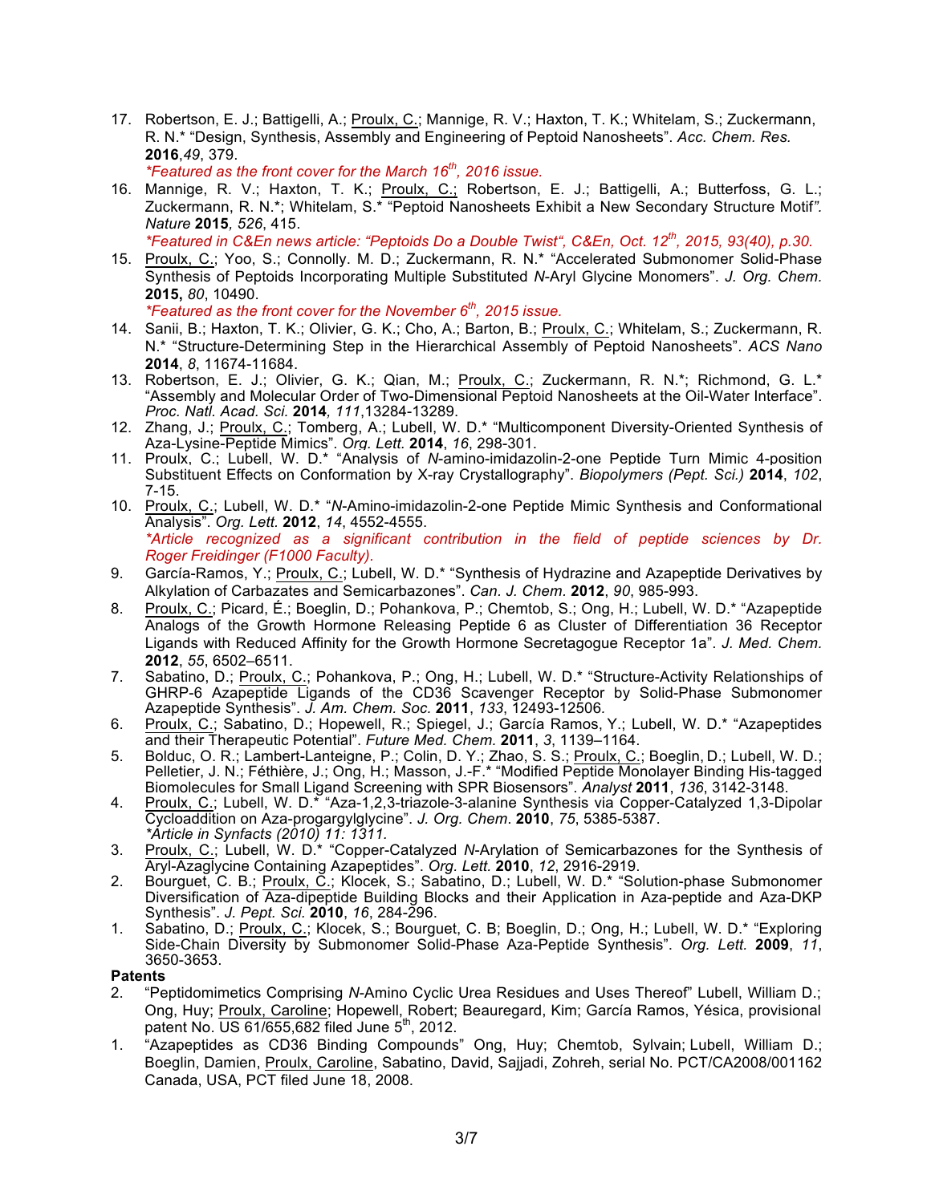17. Robertson, E. J.; Battigelli, A.; Proulx, C.; Mannige, R. V.; Haxton, T. K.; Whitelam, S.; Zuckermann, R. N.* "Design, Synthesis, Assembly and Engineering of Peptoid Nanosheets". *Acc. Chem. Res.* **2016**,*49*, 379.
    *\*Featured as the front cover for the March 16th, 2016 issue.*
16. Mannige, R. V.; Haxton, T. K.; Proulx, C.; Robertson, E. J.; Battigelli, A.; Butterfoss, G. L.; Zuckermann, R. N.*; Whitelam, S.* "Peptoid Nanosheets Exhibit a New Secondary Structure Motif". *Nature* **2015***, 526*, 415.
    *\*Featured in C&En news article: "Peptoids Do a Double Twist", C&En, Oct. 12th, 2015, 93(40), p.30.*
15. Proulx, C.; Yoo, S.; Connolly. M. D.; Zuckermann, R. N.* "Accelerated Submonomer Solid-Phase Synthesis of Peptoids Incorporating Multiple Substituted *N*-Aryl Glycine Monomers". *J. Org. Chem.* **2015,** *80*, 10490.
    *\*Featured as the front cover for the November 6th, 2015 issue.*
14. Sanii, B.; Haxton, T. K.; Olivier, G. K.; Cho, A.; Barton, B.; Proulx, C.; Whitelam, S.; Zuckermann, R. N.* "Structure-Determining Step in the Hierarchical Assembly of Peptoid Nanosheets". *ACS Nano* **2014**, *8*, 11674-11684.
13. Robertson, E. J.; Olivier, G. K.; Qian, M.; Proulx, C.; Zuckermann, R. N.*; Richmond, G. L.* "Assembly and Molecular Order of Two-Dimensional Peptoid Nanosheets at the Oil-Water Interface". *Proc. Natl. Acad. Sci.* **2014***, 111*,13284-13289.
12. Zhang, J.; Proulx, C.; Tomberg, A.; Lubell, W. D.* "Multicomponent Diversity-Oriented Synthesis of Aza-Lysine-Peptide Mimics". *Org. Lett.* **2014**, *16*, 298-301.
11. Proulx, C.; Lubell, W. D.* "Analysis of *N*-amino-imidazolin-2-one Peptide Turn Mimic 4-position Substituent Effects on Conformation by X-ray Crystallography". *Biopolymers (Pept. Sci.)* **2014**, *102*, 7-15.
10. Proulx, C.; Lubell, W. D.* "*N*-Amino-imidazolin-2-one Peptide Mimic Synthesis and Conformational Analysis". *Org. Lett.* **2012**, *14*, 4552-4555.
    *\*Article recognized as a significant contribution in the field of peptide sciences by Dr. Roger Freidinger (F1000 Faculty).*
9. García-Ramos, Y.; Proulx, C.; Lubell, W. D.* "Synthesis of Hydrazine and Azapeptide Derivatives by Alkylation of Carbazates and Semicarbazones". *Can. J. Chem.* **2012**, *90*, 985-993.
8. Proulx, C.; Picard, É.; Boeglin, D.; Pohankova, P.; Chemtob, S.; Ong, H.; Lubell, W. D.* "Azapeptide Analogs of the Growth Hormone Releasing Peptide 6 as Cluster of Differentiation 36 Receptor Ligands with Reduced Affinity for the Growth Hormone Secretagogue Receptor 1a". *J. Med. Chem.* **2012**, *55*, 6502–6511.
7. Sabatino, D.; Proulx, C.; Pohankova, P.; Ong, H.; Lubell, W. D.* "Structure-Activity Relationships of GHRP-6 Azapeptide Ligands of the CD36 Scavenger Receptor by Solid-Phase Submonomer Azapeptide Synthesis". *J. Am. Chem. Soc.* **2011**, *133*, 12493-12506.
6. Proulx, C.; Sabatino, D.; Hopewell, R.; Spiegel, J.; García Ramos, Y.; Lubell, W. D.* "Azapeptides and their Therapeutic Potential". *Future Med. Chem.* **2011**, *3*, 1139–1164.
5. Bolduc, O. R.; Lambert-Lanteigne, P.; Colin, D. Y.; Zhao, S. S.; Proulx, C.; Boeglin, D.; Lubell, W. D.; Pelletier, J. N.; Féthière, J.; Ong, H.; Masson, J.-F.* "Modified Peptide Monolayer Binding His-tagged Biomolecules for Small Ligand Screening with SPR Biosensors". *Analyst* **2011**, *136*, 3142-3148.
4. Proulx, C.; Lubell, W. D.* "Aza-1,2,3-triazole-3-alanine Synthesis via Copper-Catalyzed 1,3-Dipolar Cycloaddition on Aza-progargylglycine". *J. Org. Chem*. **2010**, *75*, 5385-5387.
    *\*Article in Synfacts (2010) 11: 1311.*
3. Proulx, C.; Lubell, W. D.* "Copper-Catalyzed *N*-Arylation of Semicarbazones for the Synthesis of Aryl-Azaglycine Containing Azapeptides". *Org. Lett.* **2010**, *12*, 2916-2919.
2. Bourguet, C. B.; Proulx, C.; Klocek, S.; Sabatino, D.; Lubell, W. D.* "Solution-phase Submonomer Diversification of Aza-dipeptide Building Blocks and their Application in Aza-peptide and Aza-DKP Synthesis". *J. Pept. Sci.* **2010**, *16*, 284-296.
1. Sabatino, D.; Proulx, C.; Klocek, S.; Bourguet, C. B; Boeglin, D.; Ong, H.; Lubell, W. D.* "Exploring Side-Chain Diversity by Submonomer Solid-Phase Aza-Peptide Synthesis". *Org. Lett.* **2009**, *11*, 3650-3653.

**Patents**

2. "Peptidomimetics Comprising *N*-Amino Cyclic Urea Residues and Uses Thereof" Lubell, William D.; Ong, Huy; Proulx, Caroline; Hopewell, Robert; Beauregard, Kim; García Ramos, Yésica, provisional patent No. US 61/655,682 filed June 5th, 2012.
1. "Azapeptides as CD36 Binding Compounds" Ong, Huy; Chemtob, Sylvain; Lubell, William D.; Boeglin, Damien, Proulx, Caroline, Sabatino, David, Sajjadi, Zohreh, serial No. PCT/CA2008/001162 Canada, USA, PCT filed June 18, 2008.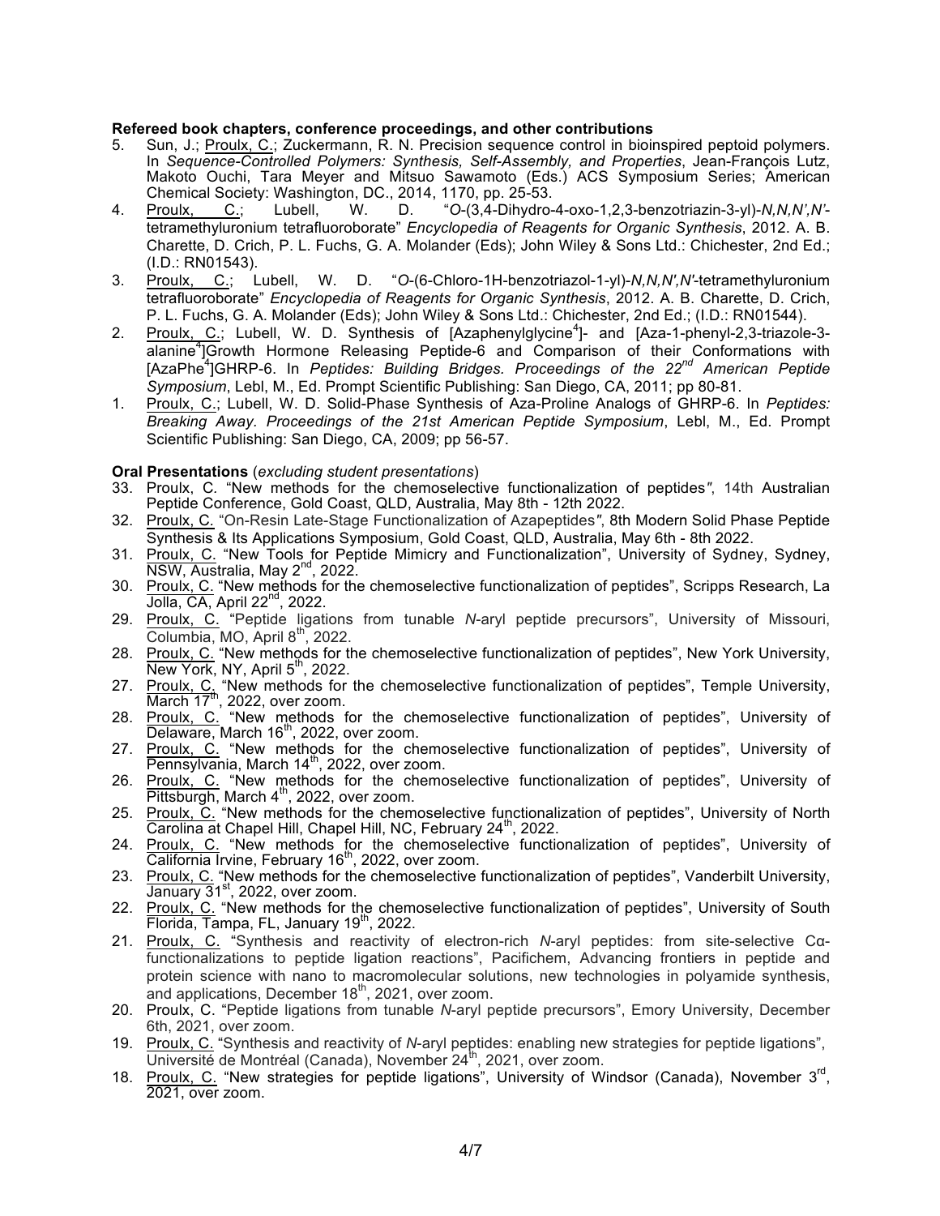**Refereed book chapters, conference proceedings, and other contributions**

5. Sun, J.; Proulx, C.; Zuckermann, R. N. Precision sequence control in bioinspired peptoid polymers. In *Sequence-Controlled Polymers: Synthesis, Self-Assembly, and Properties*, Jean-François Lutz, Makoto Ouchi, Tara Meyer and Mitsuo Sawamoto (Eds.) ACS Symposium Series; American Chemical Society: Washington, DC., 2014, 1170, pp. 25-53.
4. Proulx, C.; Lubell, W. D. "*O*-(3,4-Dihydro-4-oxo-1,2,3-benzotriazin-3-yl)-*N,N,N',N'*-tetramethyluronium tetrafluoroborate" *Encyclopedia of Reagents for Organic Synthesis*, 2012. A. B. Charette, D. Crich, P. L. Fuchs, G. A. Molander (Eds); John Wiley & Sons Ltd.: Chichester, 2nd Ed.; (I.D.: RN01543).
3. Proulx, C.; Lubell, W. D. "*O*-(6-Chloro-1H-benzotriazol-1-yl)-*N,N,N',N'*-tetramethyluronium tetrafluoroborate" *Encyclopedia of Reagents for Organic Synthesis*, 2012. A. B. Charette, D. Crich, P. L. Fuchs, G. A. Molander (Eds); John Wiley & Sons Ltd.: Chichester, 2nd Ed.; (I.D.: RN01544).
2. Proulx, C.; Lubell, W. D. Synthesis of [Azaphenylglycine[4]]- and [Aza-1-phenyl-2,3-triazole-3-alanine[4]]Growth Hormone Releasing Peptide-6 and Comparison of their Conformations with [AzaPhe[4]]GHRP-6. In *Peptides: Building Bridges. Proceedings of the 22nd American Peptide Symposium*, Lebl, M., Ed. Prompt Scientific Publishing: San Diego, CA, 2011; pp 80-81.
1. Proulx, C.; Lubell, W. D. Solid-Phase Synthesis of Aza-Proline Analogs of GHRP-6. In *Peptides: Breaking Away. Proceedings of the 21st American Peptide Symposium*, Lebl, M., Ed. Prompt Scientific Publishing: San Diego, CA, 2009; pp 56-57.

**Oral Presentations** (*excluding student presentations*)

33. Proulx, C. "New methods for the chemoselective functionalization of peptides", 14th Australian Peptide Conference, Gold Coast, QLD, Australia, May 8th - 12th 2022.
32. Proulx, C. "On-Resin Late-Stage Functionalization of Azapeptides", 8th Modern Solid Phase Peptide Synthesis & Its Applications Symposium, Gold Coast, QLD, Australia, May 6th - 8th 2022.
31. Proulx, C. "New Tools for Peptide Mimicry and Functionalization", University of Sydney, Sydney, NSW, Australia, May 2nd, 2022.
30. Proulx, C. "New methods for the chemoselective functionalization of peptides", Scripps Research, La Jolla, CA, April 22nd, 2022.
29. Proulx, C. "Peptide ligations from tunable *N*-aryl peptide precursors", University of Missouri, Columbia, MO, April 8th, 2022.
28. Proulx, C. "New methods for the chemoselective functionalization of peptides", New York University, New York, NY, April 5th, 2022.
27. Proulx, C. "New methods for the chemoselective functionalization of peptides", Temple University, March 17th, 2022, over zoom.
28. Proulx, C. "New methods for the chemoselective functionalization of peptides", University of Delaware, March 16th, 2022, over zoom.
27. Proulx, C. "New methods for the chemoselective functionalization of peptides", University of Pennsylvania, March 14th, 2022, over zoom.
26. Proulx, C. "New methods for the chemoselective functionalization of peptides", University of Pittsburgh, March 4th, 2022, over zoom.
25. Proulx, C. "New methods for the chemoselective functionalization of peptides", University of North Carolina at Chapel Hill, Chapel Hill, NC, February 24th, 2022.
24. Proulx, C. "New methods for the chemoselective functionalization of peptides", University of California Irvine, February 16th, 2022, over zoom.
23. Proulx, C. "New methods for the chemoselective functionalization of peptides", Vanderbilt University, January 31st, 2022, over zoom.
22. Proulx, C. "New methods for the chemoselective functionalization of peptides", University of South Florida, Tampa, FL, January 19th, 2022.
21. Proulx, C. "Synthesis and reactivity of electron-rich *N*-aryl peptides: from site-selective Cα-functionalizations to peptide ligation reactions", Pacifichem, Advancing frontiers in peptide and protein science with nano to macromolecular solutions, new technologies in polyamide synthesis, and applications, December 18th, 2021, over zoom.
20. Proulx, C. "Peptide ligations from tunable *N*-aryl peptide precursors", Emory University, December 6th, 2021, over zoom.
19. Proulx, C. "Synthesis and reactivity of *N*-aryl peptides: enabling new strategies for peptide ligations", Université de Montréal (Canada), November 24th, 2021, over zoom.
18. Proulx, C. "New strategies for peptide ligations", University of Windsor (Canada), November 3rd, 2021, over zoom.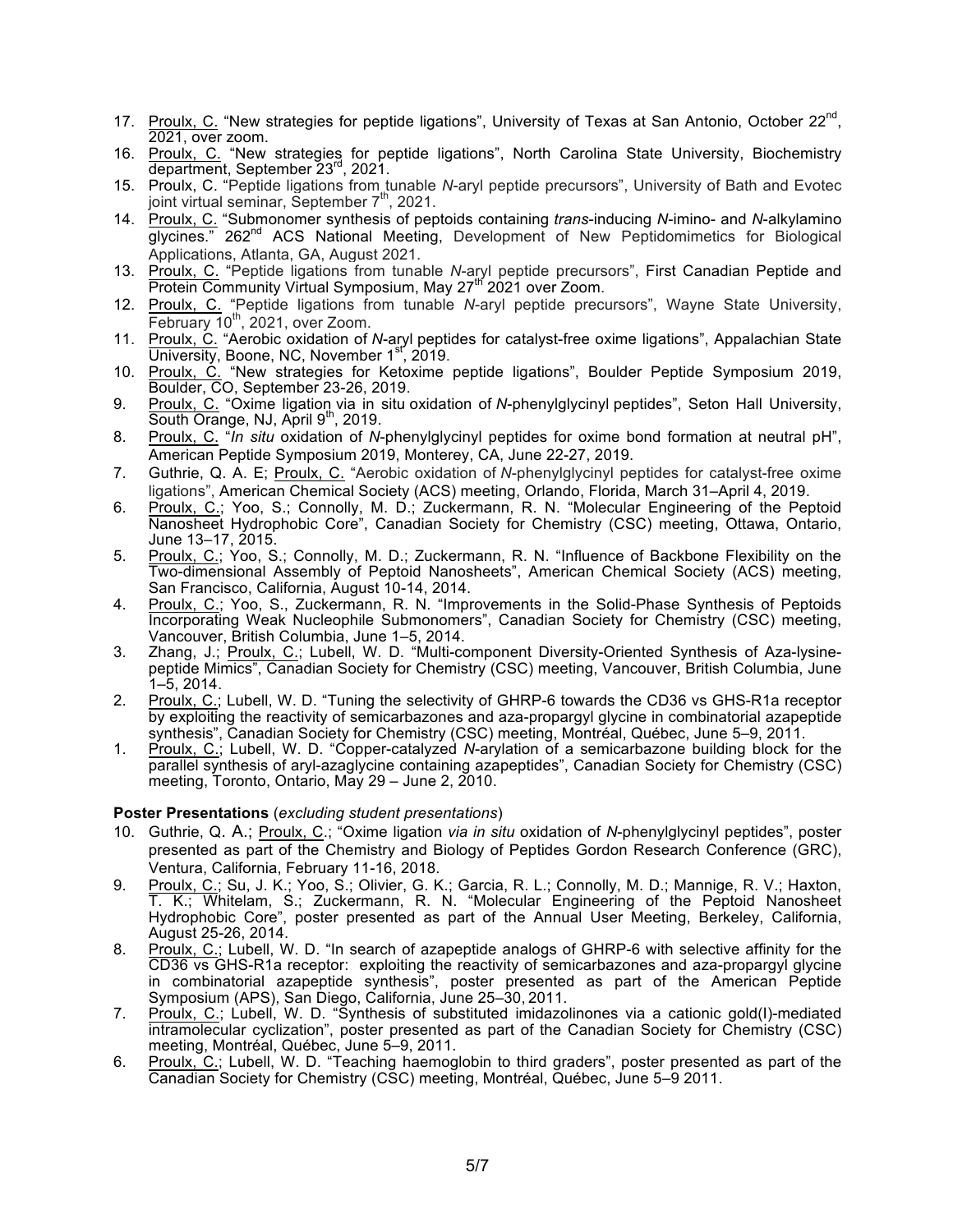17. Proulx, C. "New strategies for peptide ligations", University of Texas at San Antonio, October 22nd, 2021, over zoom.
16. Proulx, C. "New strategies for peptide ligations", North Carolina State University, Biochemistry department, September 23rd, 2021.
15. Proulx, C. "Peptide ligations from tunable *N*-aryl peptide precursors", University of Bath and Evotec joint virtual seminar, September 7th, 2021.
14. Proulx, C. "Submonomer synthesis of peptoids containing *trans*-inducing *N*-imino- and *N*-alkylamino glycines." 262nd ACS National Meeting, Development of New Peptidomimetics for Biological Applications, Atlanta, GA, August 2021.
13. Proulx, C. "Peptide ligations from tunable *N*-aryl peptide precursors", First Canadian Peptide and Protein Community Virtual Symposium, May 27th 2021 over Zoom.
12. Proulx, C. "Peptide ligations from tunable *N*-aryl peptide precursors", Wayne State University, February 10th, 2021, over Zoom.
11. Proulx, C. "Aerobic oxidation of *N*-aryl peptides for catalyst-free oxime ligations", Appalachian State University, Boone, NC, November 1st, 2019.
10. Proulx, C. "New strategies for Ketoxime peptide ligations", Boulder Peptide Symposium 2019, Boulder, CO, September 23-26, 2019.
9. Proulx, C. "Oxime ligation via in situ oxidation of *N*-phenylglycinyl peptides", Seton Hall University, South Orange, NJ, April 9th, 2019.
8. Proulx, C. "*In situ* oxidation of *N*-phenylglycinyl peptides for oxime bond formation at neutral pH", American Peptide Symposium 2019, Monterey, CA, June 22-27, 2019.
7. Guthrie, Q. A. E; Proulx, C. "Aerobic oxidation of *N*-phenylglycinyl peptides for catalyst-free oxime ligations", American Chemical Society (ACS) meeting, Orlando, Florida, March 31–April 4, 2019.
6. Proulx, C.; Yoo, S.; Connolly, M. D.; Zuckermann, R. N. "Molecular Engineering of the Peptoid Nanosheet Hydrophobic Core", Canadian Society for Chemistry (CSC) meeting, Ottawa, Ontario, June 13–17, 2015.
5. Proulx, C.; Yoo, S.; Connolly, M. D.; Zuckermann, R. N. "Influence of Backbone Flexibility on the Two-dimensional Assembly of Peptoid Nanosheets", American Chemical Society (ACS) meeting, San Francisco, California, August 10-14, 2014.
4. Proulx, C.; Yoo, S., Zuckermann, R. N. "Improvements in the Solid-Phase Synthesis of Peptoids Incorporating Weak Nucleophile Submonomers", Canadian Society for Chemistry (CSC) meeting, Vancouver, British Columbia, June 1–5, 2014.
3. Zhang, J.; Proulx, C.; Lubell, W. D. "Multi-component Diversity-Oriented Synthesis of Aza-lysine-peptide Mimics", Canadian Society for Chemistry (CSC) meeting, Vancouver, British Columbia, June 1–5, 2014.
2. Proulx, C.; Lubell, W. D. "Tuning the selectivity of GHRP-6 towards the CD36 vs GHS-R1a receptor by exploiting the reactivity of semicarbazones and aza-propargyl glycine in combinatorial azapeptide synthesis", Canadian Society for Chemistry (CSC) meeting, Montréal, Québec, June 5–9, 2011.
1. Proulx, C.; Lubell, W. D. "Copper-catalyzed *N*-arylation of a semicarbazone building block for the parallel synthesis of aryl-azaglycine containing azapeptides", Canadian Society for Chemistry (CSC) meeting, Toronto, Ontario, May 29 – June 2, 2010.

**Poster Presentations** (*excluding student presentations*)

10. Guthrie, Q. A.; Proulx, C.; "Oxime ligation *via in situ* oxidation of *N*-phenylglycinyl peptides", poster presented as part of the Chemistry and Biology of Peptides Gordon Research Conference (GRC), Ventura, California, February 11-16, 2018.
9. Proulx, C.; Su, J. K.; Yoo, S.; Olivier, G. K.; Garcia, R. L.; Connolly, M. D.; Mannige, R. V.; Haxton, T. K.; Whitelam, S.; Zuckermann, R. N. "Molecular Engineering of the Peptoid Nanosheet Hydrophobic Core", poster presented as part of the Annual User Meeting, Berkeley, California, August 25-26, 2014.
8. Proulx, C.; Lubell, W. D. "In search of azapeptide analogs of GHRP-6 with selective affinity for the CD36 vs GHS-R1a receptor: exploiting the reactivity of semicarbazones and aza-propargyl glycine in combinatorial azapeptide synthesis", poster presented as part of the American Peptide Symposium (APS), San Diego, California, June 25–30, 2011.
7. Proulx, C.; Lubell, W. D. "Synthesis of substituted imidazolinones via a cationic gold(I)-mediated intramolecular cyclization", poster presented as part of the Canadian Society for Chemistry (CSC) meeting, Montréal, Québec, June 5–9, 2011.
6. Proulx, C.; Lubell, W. D. "Teaching haemoglobin to third graders", poster presented as part of the Canadian Society for Chemistry (CSC) meeting, Montréal, Québec, June 5–9 2011.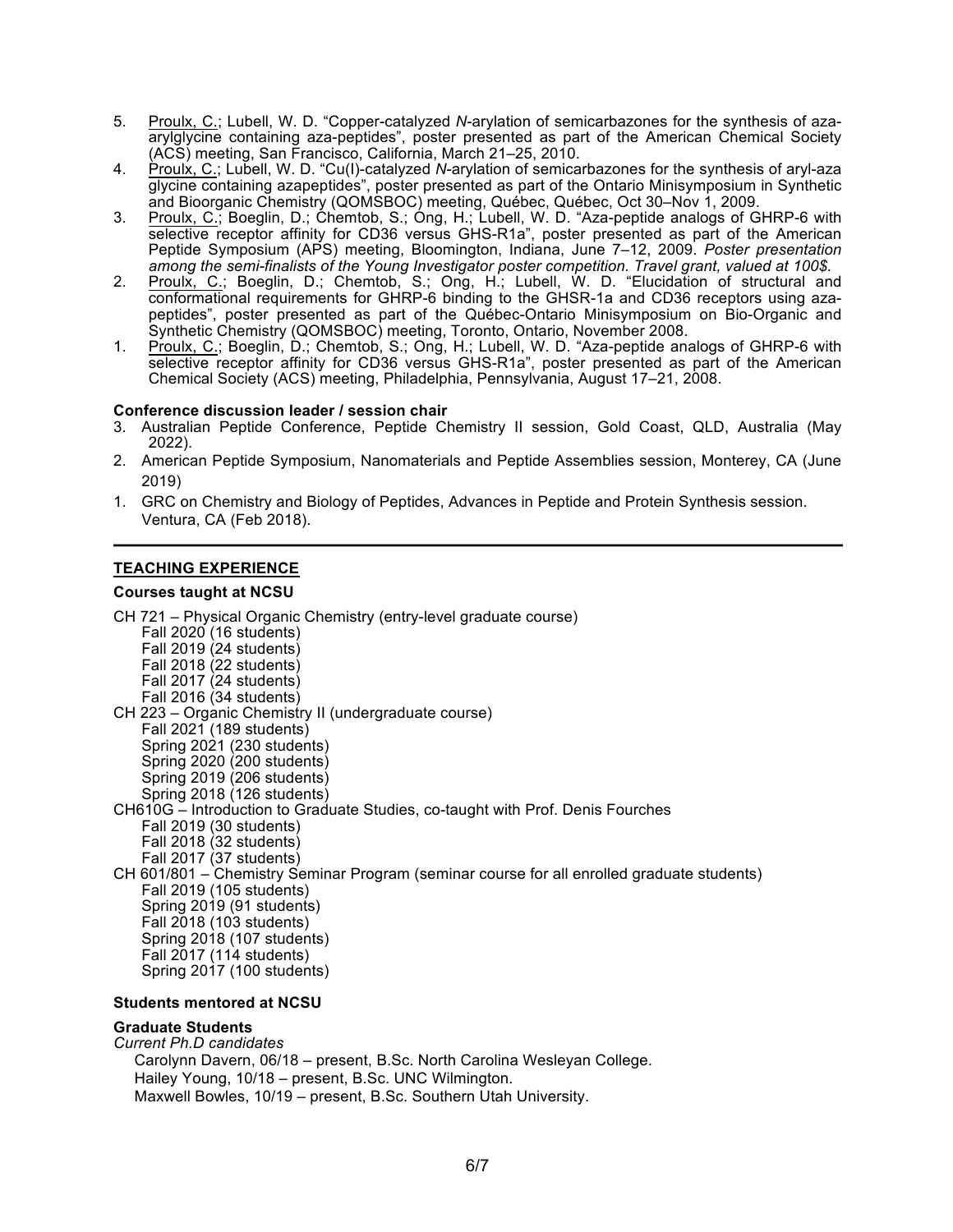5. <u>Proulx, C.</u>; Lubell, W. D. "Copper-catalyzed *N*-arylation of semicarbazones for the synthesis of aza-arylglycine containing aza-peptides", poster presented as part of the American Chemical Society (ACS) meeting, San Francisco, California, March 21–25, 2010.
4. <u>Proulx, C.</u>; Lubell, W. D. "Cu(I)-catalyzed *N*-arylation of semicarbazones for the synthesis of aryl-aza glycine containing azapeptides", poster presented as part of the Ontario Minisymposium in Synthetic and Bioorganic Chemistry (QOMSBOC) meeting, Québec, Québec, Oct 30–Nov 1, 2009.
3. <u>Proulx, C.</u>; Boeglin, D.; Chemtob, S.; Ong, H.; Lubell, W. D. "Aza-peptide analogs of GHRP-6 with selective receptor affinity for CD36 versus GHS-R1a", poster presented as part of the American Peptide Symposium (APS) meeting, Bloomington, Indiana, June 7–12, 2009. *Poster presentation among the semi-finalists of the Young Investigator poster competition. Travel grant, valued at 100$.*
2. <u>Proulx, C.</u>; Boeglin, D.; Chemtob, S.; Ong, H.; Lubell, W. D. "Elucidation of structural and conformational requirements for GHRP-6 binding to the GHSR-1a and CD36 receptors using aza-peptides", poster presented as part of the Québec-Ontario Minisymposium on Bio-Organic and Synthetic Chemistry (QOMSBOC) meeting, Toronto, Ontario, November 2008.
1. <u>Proulx, C.</u>; Boeglin, D.; Chemtob, S.; Ong, H.; Lubell, W. D. "Aza-peptide analogs of GHRP-6 with selective receptor affinity for CD36 versus GHS-R1a", poster presented as part of the American Chemical Society (ACS) meeting, Philadelphia, Pennsylvania, August 17–21, 2008.

**Conference discussion leader / session chair**

3. Australian Peptide Conference, Peptide Chemistry II session, Gold Coast, QLD, Australia (May 2022).
2. American Peptide Symposium, Nanomaterials and Peptide Assemblies session, Monterey, CA (June 2019)
1. GRC on Chemistry and Biology of Peptides, Advances in Peptide and Protein Synthesis session. Ventura, CA (Feb 2018).

---

## TEACHING EXPERIENCE

**Courses taught at NCSU**

CH 721 – Physical Organic Chemistry (entry-level graduate course)
- Fall 2020 (16 students)
- Fall 2019 (24 students)
- Fall 2018 (22 students)
- Fall 2017 (24 students)
- Fall 2016 (34 students)

CH 223 – Organic Chemistry II (undergraduate course)
- Fall 2021 (189 students)
- Spring 2021 (230 students)
- Spring 2020 (200 students)
- Spring 2019 (206 students)
- Spring 2018 (126 students)

CH610G – Introduction to Graduate Studies, co-taught with Prof. Denis Fourches
- Fall 2019 (30 students)
- Fall 2018 (32 students)
- Fall 2017 (37 students)

CH 601/801 – Chemistry Seminar Program (seminar course for all enrolled graduate students)
- Fall 2019 (105 students)
- Spring 2019 (91 students)
- Fall 2018 (103 students)
- Spring 2018 (107 students)
- Fall 2017 (114 students)
- Spring 2017 (100 students)

**Students mentored at NCSU**

**Graduate Students**

*Current Ph.D candidates*

Carolynn Davern, 06/18 – present, B.Sc. North Carolina Wesleyan College.
Hailey Young, 10/18 – present, B.Sc. UNC Wilmington.
Maxwell Bowles, 10/19 – present, B.Sc. Southern Utah University.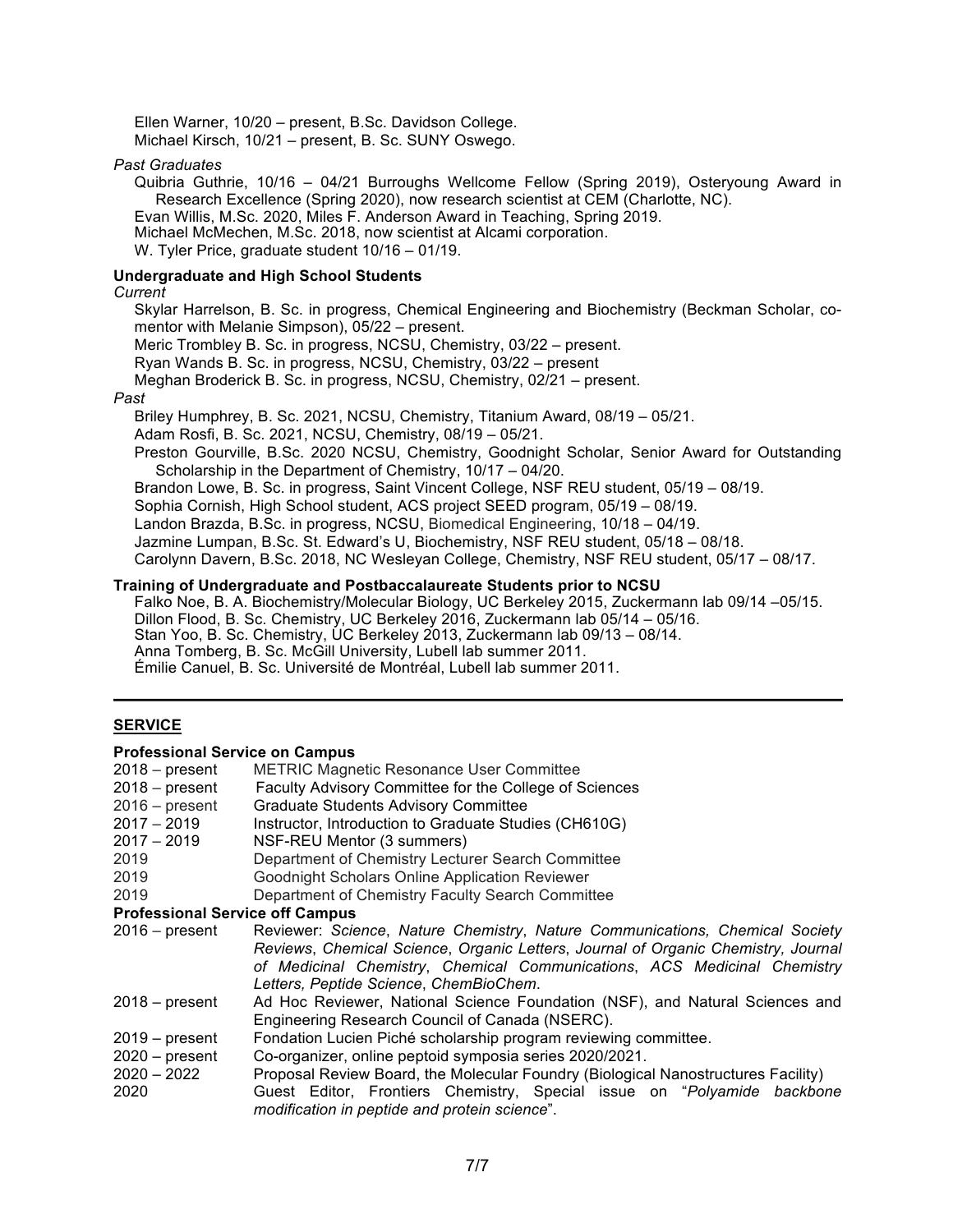Ellen Warner, 10/20 – present, B.Sc. Davidson College.
Michael Kirsch, 10/21 – present, B. Sc. SUNY Oswego.

*Past Graduates*

Quibria Guthrie, 10/16 – 04/21 Burroughs Wellcome Fellow (Spring 2019), Osteryoung Award in Research Excellence (Spring 2020), now research scientist at CEM (Charlotte, NC).
Evan Willis, M.Sc. 2020, Miles F. Anderson Award in Teaching, Spring 2019.
Michael McMechen, M.Sc. 2018, now scientist at Alcami corporation.
W. Tyler Price, graduate student 10/16 – 01/19.

**Undergraduate and High School Students**

*Current*

Skylar Harrelson, B. Sc. in progress, Chemical Engineering and Biochemistry (Beckman Scholar, co-mentor with Melanie Simpson), 05/22 – present.
Meric Trombley B. Sc. in progress, NCSU, Chemistry, 03/22 – present.
Ryan Wands B. Sc. in progress, NCSU, Chemistry, 03/22 – present
Meghan Broderick B. Sc. in progress, NCSU, Chemistry, 02/21 – present.

*Past*

Briley Humphrey, B. Sc. 2021, NCSU, Chemistry, Titanium Award, 08/19 – 05/21.
Adam Rosfi, B. Sc. 2021, NCSU, Chemistry, 08/19 – 05/21.
Preston Gourville, B.Sc. 2020 NCSU, Chemistry, Goodnight Scholar, Senior Award for Outstanding Scholarship in the Department of Chemistry, 10/17 – 04/20.
Brandon Lowe, B. Sc. in progress, Saint Vincent College, NSF REU student, 05/19 – 08/19.
Sophia Cornish, High School student, ACS project SEED program, 05/19 – 08/19.
Landon Brazda, B.Sc. in progress, NCSU, Biomedical Engineering, 10/18 – 04/19.
Jazmine Lumpan, B.Sc. St. Edward's U, Biochemistry, NSF REU student, 05/18 – 08/18.
Carolynn Davern, B.Sc. 2018, NC Wesleyan College, Chemistry, NSF REU student, 05/17 – 08/17.

**Training of Undergraduate and Postbaccalaureate Students prior to NCSU**

Falko Noe, B. A. Biochemistry/Molecular Biology, UC Berkeley 2015, Zuckermann lab 09/14 –05/15.
Dillon Flood, B. Sc. Chemistry, UC Berkeley 2016, Zuckermann lab 05/14 – 05/16.
Stan Yoo, B. Sc. Chemistry, UC Berkeley 2013, Zuckermann lab 09/13 – 08/14.
Anna Tomberg, B. Sc. McGill University, Lubell lab summer 2011.
Émilie Canuel, B. Sc. Université de Montréal, Lubell lab summer 2011.

---

## SERVICE

**Professional Service on Campus**

| | |
|---|---|
| 2018 – present | METRIC Magnetic Resonance User Committee |
| 2018 – present | Faculty Advisory Committee for the College of Sciences |
| 2016 – present | Graduate Students Advisory Committee |
| 2017 – 2019 | Instructor, Introduction to Graduate Studies (CH610G) |
| 2017 – 2019 | NSF-REU Mentor (3 summers) |
| 2019 | Department of Chemistry Lecturer Search Committee |
| 2019 | Goodnight Scholars Online Application Reviewer |
| 2019 | Department of Chemistry Faculty Search Committee |

**Professional Service off Campus**

| | |
|---|---|
| 2016 – present | Reviewer: *Science*, *Nature Chemistry*, *Nature Communications, Chemical Society Reviews*, *Chemical Science*, *Organic Letters*, *Journal of Organic Chemistry, Journal of Medicinal Chemistry*, *Chemical Communications*, *ACS Medicinal Chemistry Letters, Peptide Science*, *ChemBioChem*. |
| 2018 – present | Ad Hoc Reviewer, National Science Foundation (NSF), and Natural Sciences and Engineering Research Council of Canada (NSERC). |
| 2019 – present | Fondation Lucien Piché scholarship program reviewing committee. |
| 2020 – present | Co-organizer, online peptoid symposia series 2020/2021. |
| 2020 – 2022 | Proposal Review Board, the Molecular Foundry (Biological Nanostructures Facility) |
| 2020 | Guest Editor, Frontiers Chemistry, Special issue on "*Polyamide backbone modification in peptide and protein science*". |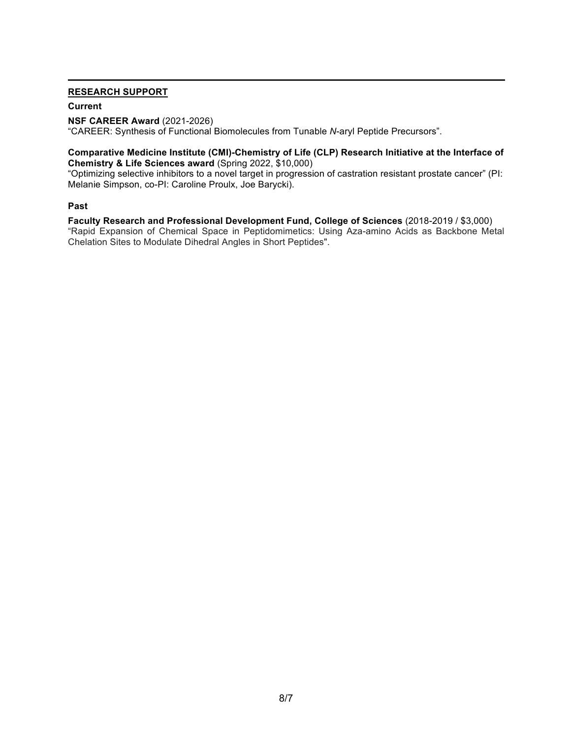## RESEARCH SUPPORT

### Current

**NSF CAREER Award** (2021-2026)
"CAREER: Synthesis of Functional Biomolecules from Tunable *N*-aryl Peptide Precursors".

**Comparative Medicine Institute (CMI)-Chemistry of Life (CLP) Research Initiative at the Interface of Chemistry & Life Sciences award** (Spring 2022, $10,000)
"Optimizing selective inhibitors to a novel target in progression of castration resistant prostate cancer" (PI: Melanie Simpson, co-PI: Caroline Proulx, Joe Barycki).

### Past

**Faculty Research and Professional Development Fund, College of Sciences** (2018-2019 / $3,000)
"Rapid Expansion of Chemical Space in Peptidomimetics: Using Aza-amino Acids as Backbone Metal Chelation Sites to Modulate Dihedral Angles in Short Peptides".